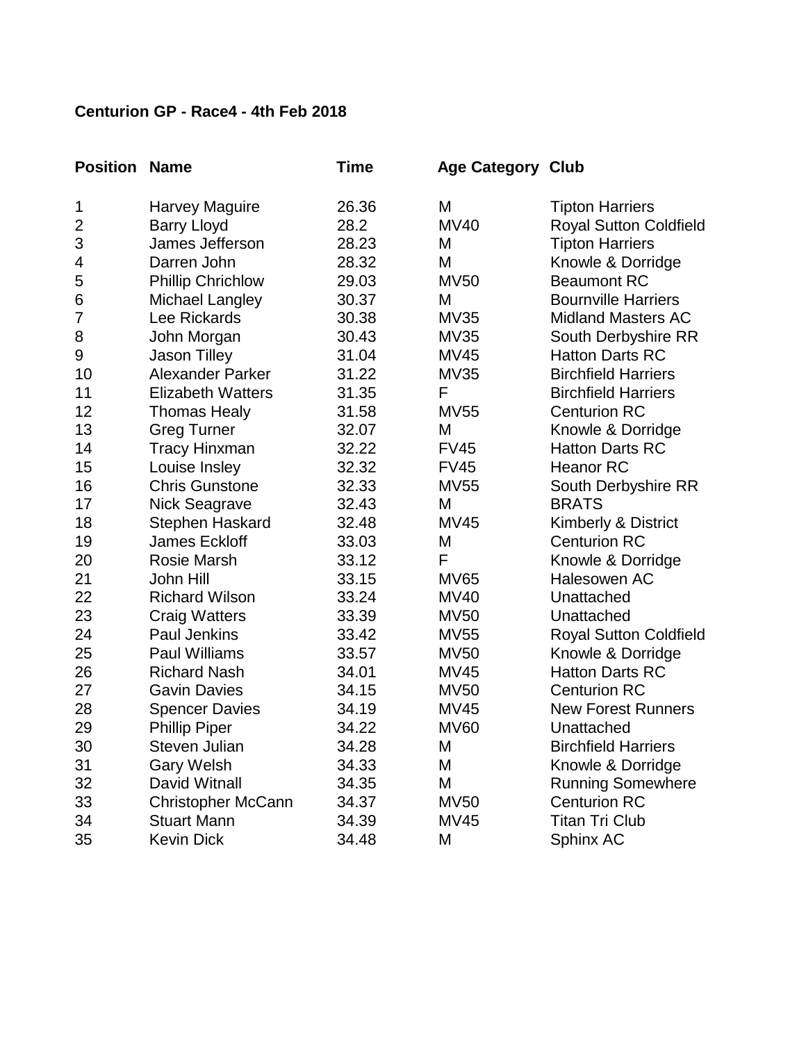**Centurion GP - Race4 - 4th Feb 2018**

| Position | Name | Time | Age Category | Club |
|---|---|---|---|---|
| 1 | Harvey Maguire | 26.36 | M | Tipton Harriers |
| 2 | Barry Lloyd | 28.2 | MV40 | Royal Sutton Coldfield |
| 3 | James Jefferson | 28.23 | M | Tipton Harriers |
| 4 | Darren John | 28.32 | M | Knowle & Dorridge |
| 5 | Phillip Chrichlow | 29.03 | MV50 | Beaumont RC |
| 6 | Michael Langley | 30.37 | M | Bournville Harriers |
| 7 | Lee Rickards | 30.38 | MV35 | Midland Masters AC |
| 8 | John Morgan | 30.43 | MV35 | South Derbyshire RR |
| 9 | Jason Tilley | 31.04 | MV45 | Hatton Darts RC |
| 10 | Alexander Parker | 31.22 | MV35 | Birchfield Harriers |
| 11 | Elizabeth Watters | 31.35 | F | Birchfield Harriers |
| 12 | Thomas Healy | 31.58 | MV55 | Centurion RC |
| 13 | Greg Turner | 32.07 | M | Knowle & Dorridge |
| 14 | Tracy Hinxman | 32.22 | FV45 | Hatton Darts RC |
| 15 | Louise Insley | 32.32 | FV45 | Heanor RC |
| 16 | Chris Gunstone | 32.33 | MV55 | South Derbyshire RR |
| 17 | Nick Seagrave | 32.43 | M | BRATS |
| 18 | Stephen Haskard | 32.48 | MV45 | Kimberly & District |
| 19 | James Eckloff | 33.03 | M | Centurion RC |
| 20 | Rosie Marsh | 33.12 | F | Knowle & Dorridge |
| 21 | John Hill | 33.15 | MV65 | Halesowen AC |
| 22 | Richard Wilson | 33.24 | MV40 | Unattached |
| 23 | Craig Watters | 33.39 | MV50 | Unattached |
| 24 | Paul Jenkins | 33.42 | MV55 | Royal Sutton Coldfield |
| 25 | Paul Williams | 33.57 | MV50 | Knowle & Dorridge |
| 26 | Richard Nash | 34.01 | MV45 | Hatton Darts RC |
| 27 | Gavin Davies | 34.15 | MV50 | Centurion RC |
| 28 | Spencer Davies | 34.19 | MV45 | New Forest Runners |
| 29 | Phillip Piper | 34.22 | MV60 | Unattached |
| 30 | Steven Julian | 34.28 | M | Birchfield Harriers |
| 31 | Gary Welsh | 34.33 | M | Knowle & Dorridge |
| 32 | David Witnall | 34.35 | M | Running Somewhere |
| 33 | Christopher McCann | 34.37 | MV50 | Centurion RC |
| 34 | Stuart Mann | 34.39 | MV45 | Titan Tri Club |
| 35 | Kevin Dick | 34.48 | M | Sphinx AC |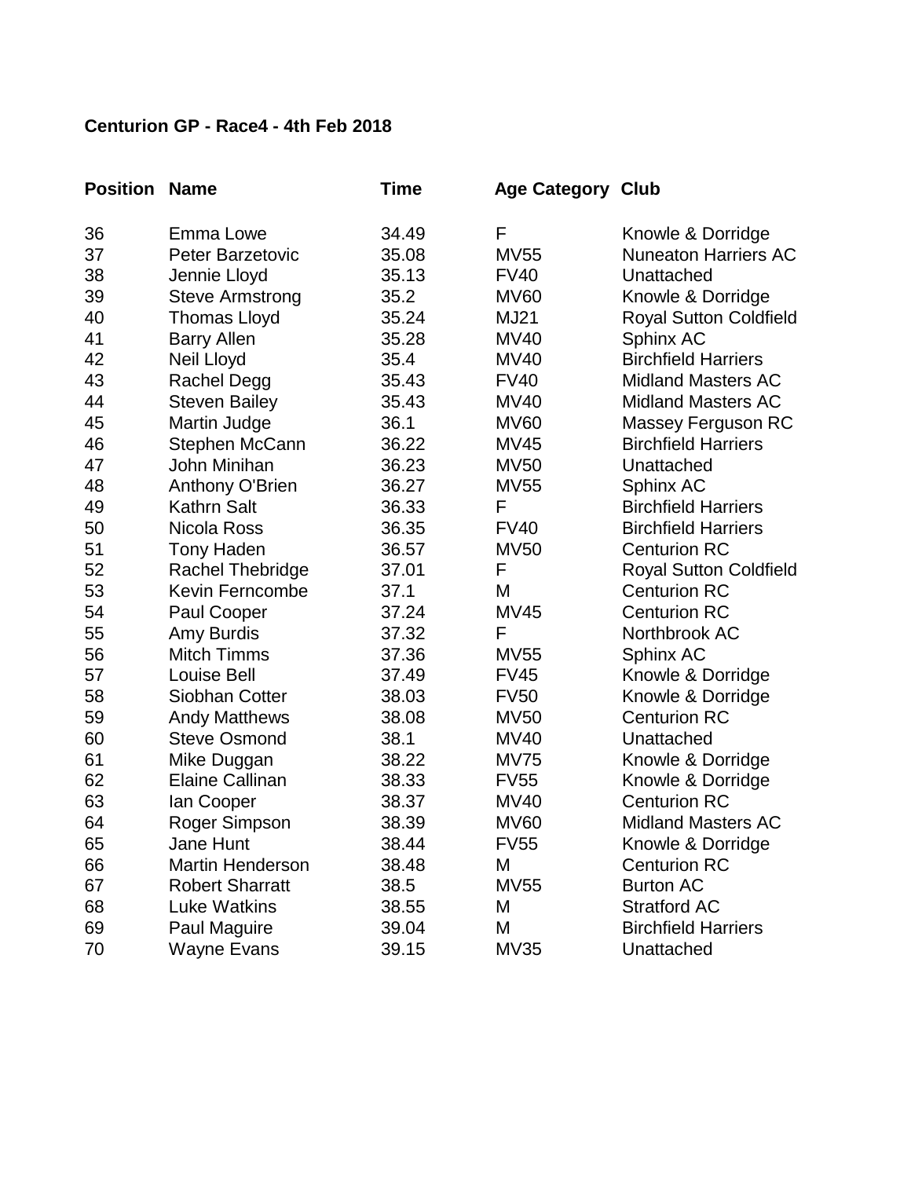**Centurion GP - Race4 - 4th Feb 2018**

| Position | Name | Time | Age Category | Club |
|---|---|---|---|---|
| 36 | Emma Lowe | 34.49 | F | Knowle & Dorridge |
| 37 | Peter Barzetovic | 35.08 | MV55 | Nuneaton Harriers AC |
| 38 | Jennie Lloyd | 35.13 | FV40 | Unattached |
| 39 | Steve Armstrong | 35.2 | MV60 | Knowle & Dorridge |
| 40 | Thomas Lloyd | 35.24 | MJ21 | Royal Sutton Coldfield |
| 41 | Barry Allen | 35.28 | MV40 | Sphinx AC |
| 42 | Neil Lloyd | 35.4 | MV40 | Birchfield Harriers |
| 43 | Rachel Degg | 35.43 | FV40 | Midland Masters AC |
| 44 | Steven Bailey | 35.43 | MV40 | Midland Masters AC |
| 45 | Martin Judge | 36.1 | MV60 | Massey Ferguson RC |
| 46 | Stephen McCann | 36.22 | MV45 | Birchfield Harriers |
| 47 | John Minihan | 36.23 | MV50 | Unattached |
| 48 | Anthony O'Brien | 36.27 | MV55 | Sphinx AC |
| 49 | Kathrn Salt | 36.33 | F | Birchfield Harriers |
| 50 | Nicola Ross | 36.35 | FV40 | Birchfield Harriers |
| 51 | Tony Haden | 36.57 | MV50 | Centurion RC |
| 52 | Rachel Thebridge | 37.01 | F | Royal Sutton Coldfield |
| 53 | Kevin Ferncombe | 37.1 | M | Centurion RC |
| 54 | Paul Cooper | 37.24 | MV45 | Centurion RC |
| 55 | Amy Burdis | 37.32 | F | Northbrook AC |
| 56 | Mitch Timms | 37.36 | MV55 | Sphinx AC |
| 57 | Louise Bell | 37.49 | FV45 | Knowle & Dorridge |
| 58 | Siobhan Cotter | 38.03 | FV50 | Knowle & Dorridge |
| 59 | Andy Matthews | 38.08 | MV50 | Centurion RC |
| 60 | Steve Osmond | 38.1 | MV40 | Unattached |
| 61 | Mike Duggan | 38.22 | MV75 | Knowle & Dorridge |
| 62 | Elaine Callinan | 38.33 | FV55 | Knowle & Dorridge |
| 63 | Ian Cooper | 38.37 | MV40 | Centurion RC |
| 64 | Roger Simpson | 38.39 | MV60 | Midland Masters AC |
| 65 | Jane Hunt | 38.44 | FV55 | Knowle & Dorridge |
| 66 | Martin Henderson | 38.48 | M | Centurion RC |
| 67 | Robert Sharratt | 38.5 | MV55 | Burton AC |
| 68 | Luke Watkins | 38.55 | M | Stratford AC |
| 69 | Paul Maguire | 39.04 | M | Birchfield Harriers |
| 70 | Wayne Evans | 39.15 | MV35 | Unattached |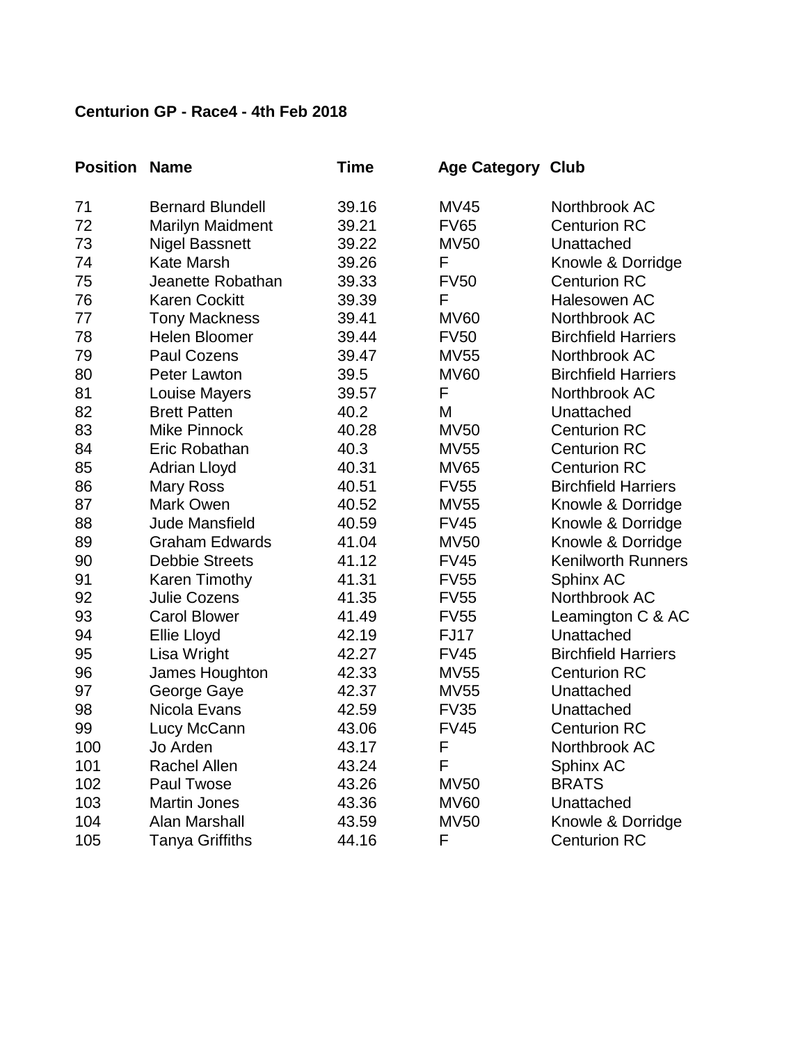**Centurion GP - Race4 - 4th Feb 2018**

| Position | Name | Time | Age Category | Club |
|---|---|---|---|---|
| 71 | Bernard Blundell | 39.16 | MV45 | Northbrook AC |
| 72 | Marilyn Maidment | 39.21 | FV65 | Centurion RC |
| 73 | Nigel Bassnett | 39.22 | MV50 | Unattached |
| 74 | Kate Marsh | 39.26 | F | Knowle & Dorridge |
| 75 | Jeanette Robathan | 39.33 | FV50 | Centurion RC |
| 76 | Karen Cockitt | 39.39 | F | Halesowen AC |
| 77 | Tony Mackness | 39.41 | MV60 | Northbrook AC |
| 78 | Helen Bloomer | 39.44 | FV50 | Birchfield Harriers |
| 79 | Paul Cozens | 39.47 | MV55 | Northbrook AC |
| 80 | Peter Lawton | 39.5 | MV60 | Birchfield Harriers |
| 81 | Louise Mayers | 39.57 | F | Northbrook AC |
| 82 | Brett Patten | 40.2 | M | Unattached |
| 83 | Mike Pinnock | 40.28 | MV50 | Centurion RC |
| 84 | Eric Robathan | 40.3 | MV55 | Centurion RC |
| 85 | Adrian Lloyd | 40.31 | MV65 | Centurion RC |
| 86 | Mary Ross | 40.51 | FV55 | Birchfield Harriers |
| 87 | Mark Owen | 40.52 | MV55 | Knowle & Dorridge |
| 88 | Jude Mansfield | 40.59 | FV45 | Knowle & Dorridge |
| 89 | Graham Edwards | 41.04 | MV50 | Knowle & Dorridge |
| 90 | Debbie Streets | 41.12 | FV45 | Kenilworth Runners |
| 91 | Karen Timothy | 41.31 | FV55 | Sphinx AC |
| 92 | Julie Cozens | 41.35 | FV55 | Northbrook AC |
| 93 | Carol Blower | 41.49 | FV55 | Leamington C & AC |
| 94 | Ellie Lloyd | 42.19 | FJ17 | Unattached |
| 95 | Lisa Wright | 42.27 | FV45 | Birchfield Harriers |
| 96 | James Houghton | 42.33 | MV55 | Centurion RC |
| 97 | George Gaye | 42.37 | MV55 | Unattached |
| 98 | Nicola Evans | 42.59 | FV35 | Unattached |
| 99 | Lucy McCann | 43.06 | FV45 | Centurion RC |
| 100 | Jo Arden | 43.17 | F | Northbrook AC |
| 101 | Rachel Allen | 43.24 | F | Sphinx AC |
| 102 | Paul Twose | 43.26 | MV50 | BRATS |
| 103 | Martin Jones | 43.36 | MV60 | Unattached |
| 104 | Alan Marshall | 43.59 | MV50 | Knowle & Dorridge |
| 105 | Tanya Griffiths | 44.16 | F | Centurion RC |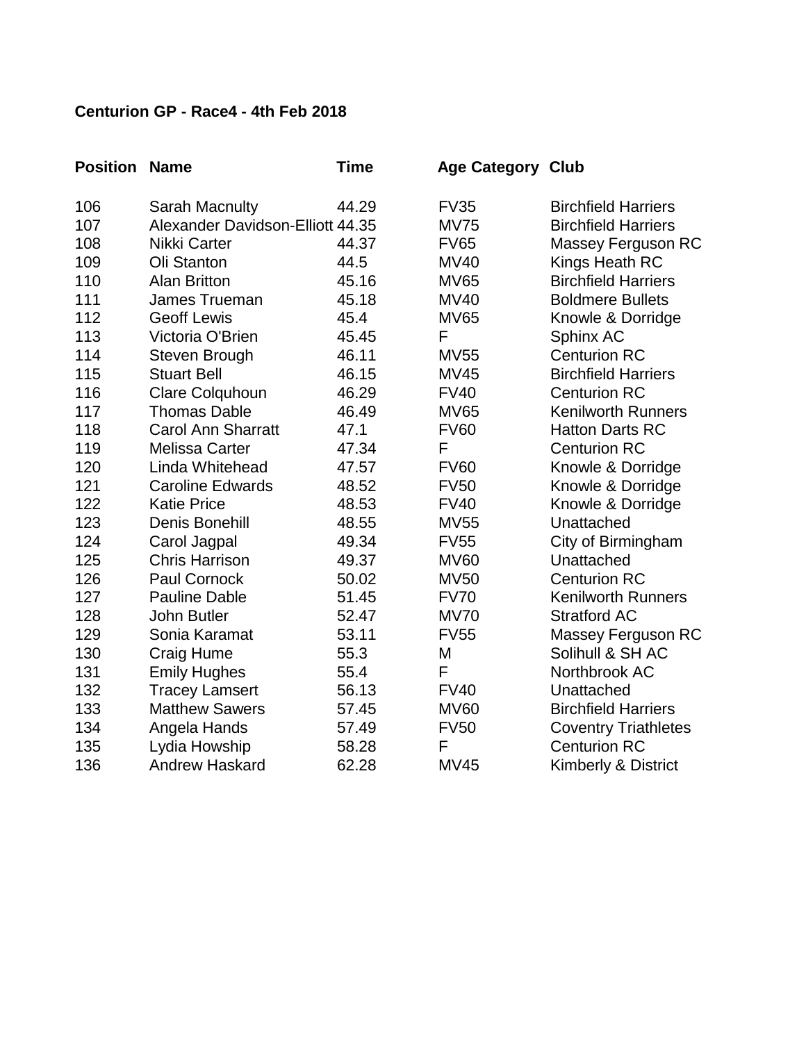**Centurion GP - Race4 - 4th Feb 2018**

| Position | Name | Time | Age Category | Club |
|---|---|---|---|---|
| 106 | Sarah Macnulty | 44.29 | FV35 | Birchfield Harriers |
| 107 | Alexander Davidson-Elliott | 44.35 | MV75 | Birchfield Harriers |
| 108 | Nikki Carter | 44.37 | FV65 | Massey Ferguson RC |
| 109 | Oli Stanton | 44.5 | MV40 | Kings Heath RC |
| 110 | Alan Britton | 45.16 | MV65 | Birchfield Harriers |
| 111 | James Trueman | 45.18 | MV40 | Boldmere Bullets |
| 112 | Geoff Lewis | 45.4 | MV65 | Knowle & Dorridge |
| 113 | Victoria O'Brien | 45.45 | F | Sphinx AC |
| 114 | Steven Brough | 46.11 | MV55 | Centurion RC |
| 115 | Stuart Bell | 46.15 | MV45 | Birchfield Harriers |
| 116 | Clare Colquhoun | 46.29 | FV40 | Centurion RC |
| 117 | Thomas Dable | 46.49 | MV65 | Kenilworth Runners |
| 118 | Carol Ann Sharratt | 47.1 | FV60 | Hatton Darts RC |
| 119 | Melissa Carter | 47.34 | F | Centurion RC |
| 120 | Linda Whitehead | 47.57 | FV60 | Knowle & Dorridge |
| 121 | Caroline Edwards | 48.52 | FV50 | Knowle & Dorridge |
| 122 | Katie Price | 48.53 | FV40 | Knowle & Dorridge |
| 123 | Denis Bonehill | 48.55 | MV55 | Unattached |
| 124 | Carol Jagpal | 49.34 | FV55 | City of Birmingham |
| 125 | Chris Harrison | 49.37 | MV60 | Unattached |
| 126 | Paul Cornock | 50.02 | MV50 | Centurion RC |
| 127 | Pauline Dable | 51.45 | FV70 | Kenilworth Runners |
| 128 | John Butler | 52.47 | MV70 | Stratford AC |
| 129 | Sonia Karamat | 53.11 | FV55 | Massey Ferguson RC |
| 130 | Craig Hume | 55.3 | M | Solihull & SH AC |
| 131 | Emily Hughes | 55.4 | F | Northbrook AC |
| 132 | Tracey Lamsert | 56.13 | FV40 | Unattached |
| 133 | Matthew Sawers | 57.45 | MV60 | Birchfield Harriers |
| 134 | Angela Hands | 57.49 | FV50 | Coventry Triathletes |
| 135 | Lydia Howship | 58.28 | F | Centurion RC |
| 136 | Andrew Haskard | 62.28 | MV45 | Kimberly & District |